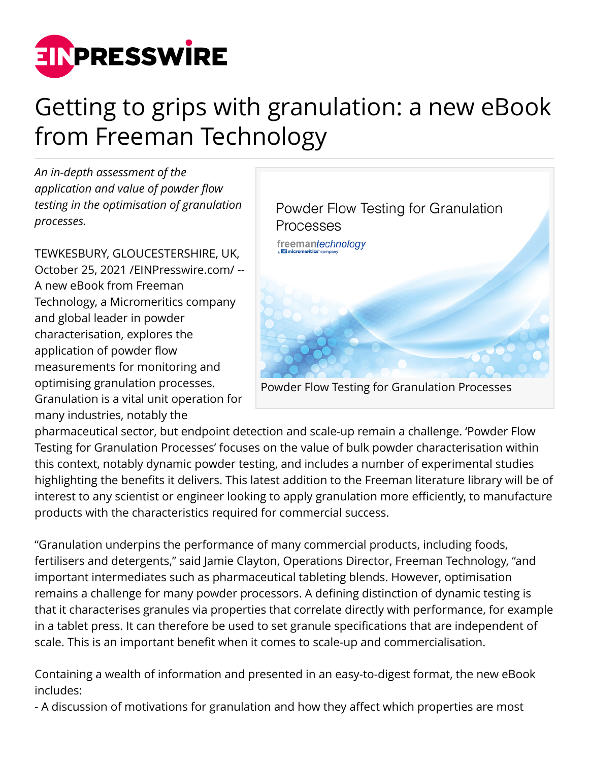# Getting to grips with granulation: a new eBook from Freeman Technology

*An in-depth assessment of the application and value of powder flow testing in the optimisation of granulation processes.*

Powder Flow Testing for Granulation Processes

TEWKESBURY, GLOUCESTERSHIRE, UK, October 25, 2021 /EINPresswire.com/ -- A new eBook from Freeman Technology, a Micromeritics company and global leader in powder characterisation, explores the application of powder flow measurements for monitoring and optimising granulation processes. Granulation is a vital unit operation for many industries, notably the pharmaceutical sector, but endpoint detection and scale-up remain a challenge. 'Powder Flow Testing for Granulation Processes' focuses on the value of bulk powder characterisation within this context, notably dynamic powder testing, and includes a number of experimental studies highlighting the benefits it delivers. This latest addition to the Freeman literature library will be of interest to any scientist or engineer looking to apply granulation more efficiently, to manufacture products with the characteristics required for commercial success.

"Granulation underpins the performance of many commercial products, including foods, fertilisers and detergents," said Jamie Clayton, Operations Director, Freeman Technology, "and important intermediates such as pharmaceutical tableting blends. However, optimisation remains a challenge for many powder processors. A defining distinction of dynamic testing is that it characterises granules via properties that correlate directly with performance, for example in a tablet press. It can therefore be used to set granule specifications that are independent of scale. This is an important benefit when it comes to scale-up and commercialisation.

Containing a wealth of information and presented in an easy-to-digest format, the new eBook includes:

- A discussion of motivations for granulation and how they affect which properties are most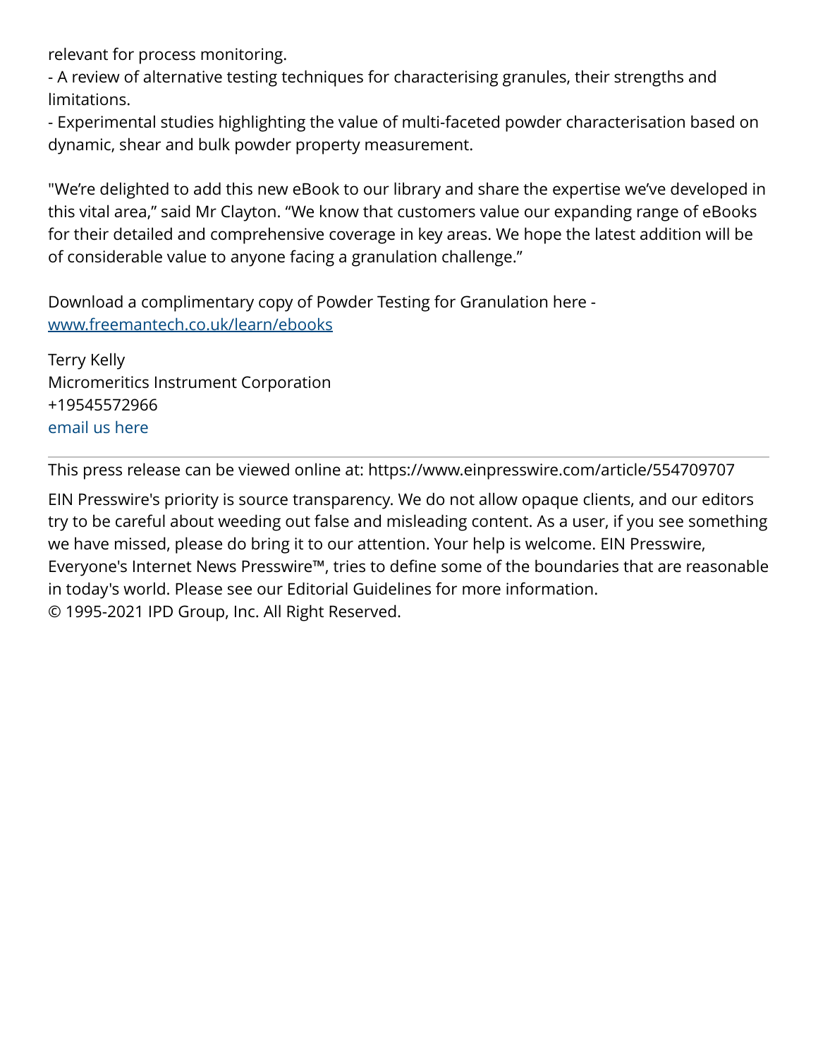relevant for process monitoring.
- A review of alternative testing techniques for characterising granules, their strengths and limitations.
- Experimental studies highlighting the value of multi-faceted powder characterisation based on dynamic, shear and bulk powder property measurement.

"We're delighted to add this new eBook to our library and share the expertise we've developed in this vital area," said Mr Clayton. "We know that customers value our expanding range of eBooks for their detailed and comprehensive coverage in key areas. We hope the latest addition will be of considerable value to anyone facing a granulation challenge."

Download a complimentary copy of Powder Testing for Granulation here - [www.freemantech.co.uk/learn/ebooks](www.freemantech.co.uk/learn/ebooks)

Terry Kelly
Micromeritics Instrument Corporation
+19545572966
email us here

---

This press release can be viewed online at: https://www.einpresswire.com/article/554709707

EIN Presswire's priority is source transparency. We do not allow opaque clients, and our editors try to be careful about weeding out false and misleading content. As a user, if you see something we have missed, please do bring it to our attention. Your help is welcome. EIN Presswire, Everyone's Internet News Presswire™, tries to define some of the boundaries that are reasonable in today's world. Please see our Editorial Guidelines for more information.
© 1995-2021 IPD Group, Inc. All Right Reserved.